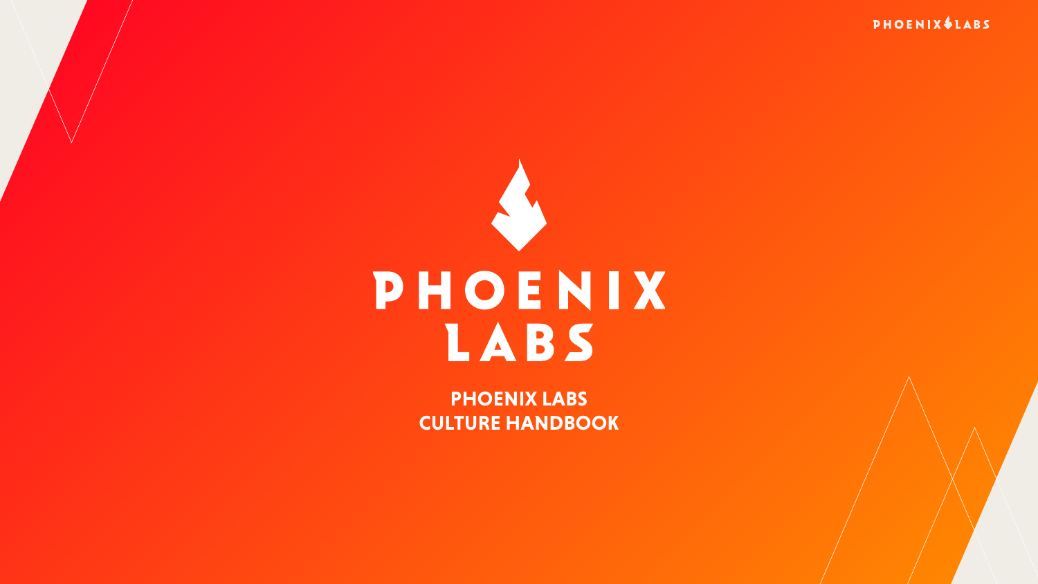# PHOENIX LABS

**PHOENIX LABS**
**CULTURE HANDBOOK**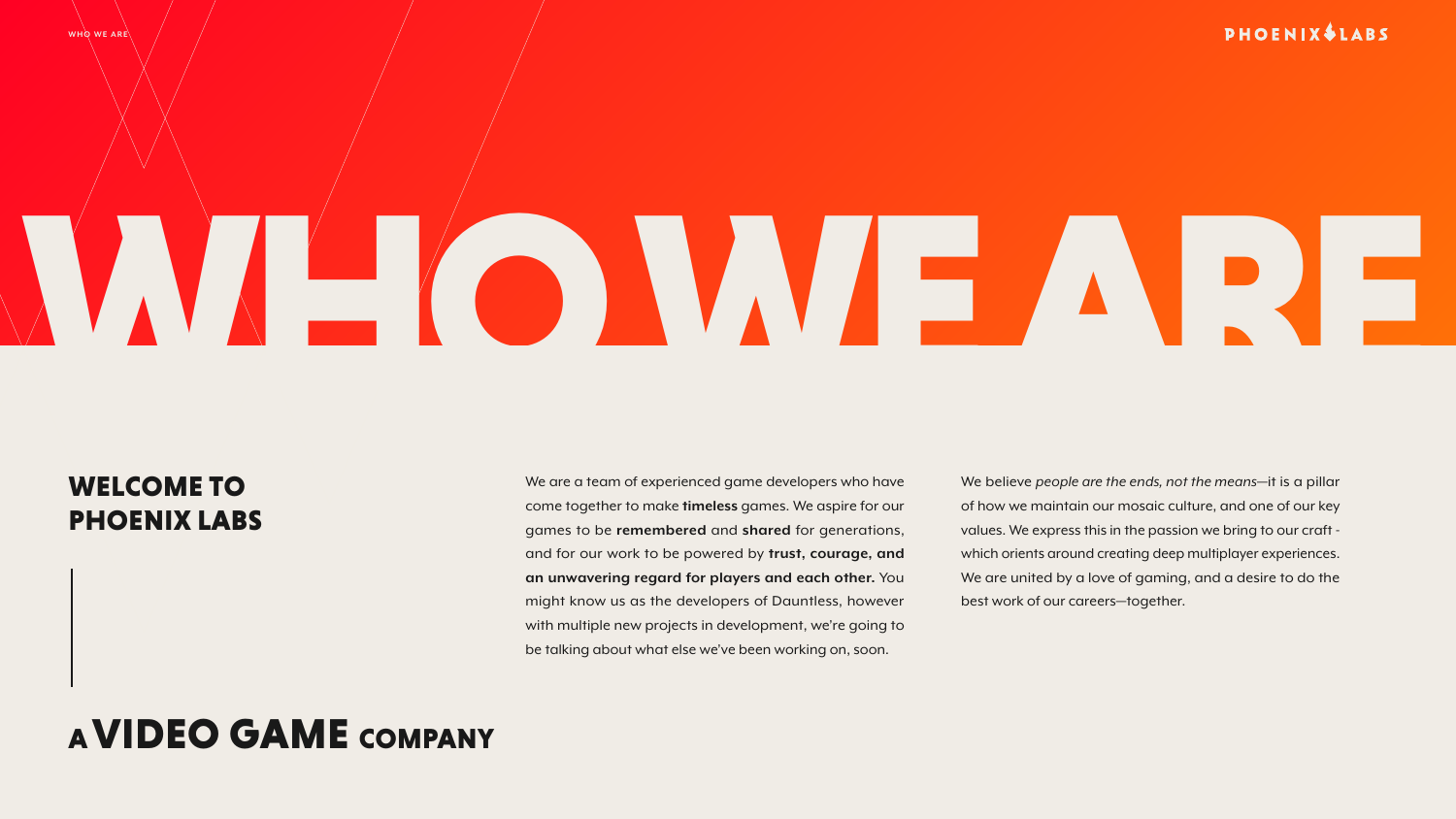# WHO WE ARE

## WELCOME TO PHOENIX LABS

## A VIDEO GAME COMPANY

We are a team of experienced game developers who have come together to make **timeless** games. We aspire for our games to be **remembered** and **shared** for generations, and for our work to be powered by **trust, courage, and an unwavering regard for players and each other.** You might know us as the developers of Dauntless, however with multiple new projects in development, we're going to be talking about what else we've been working on, soon.

We believe *people are the ends, not the means*—it is a pillar of how we maintain our mosaic culture, and one of our key values. We express this in the passion we bring to our craft - which orients around creating deep multiplayer experiences. We are united by a love of gaming, and a desire to do the best work of our careers—together.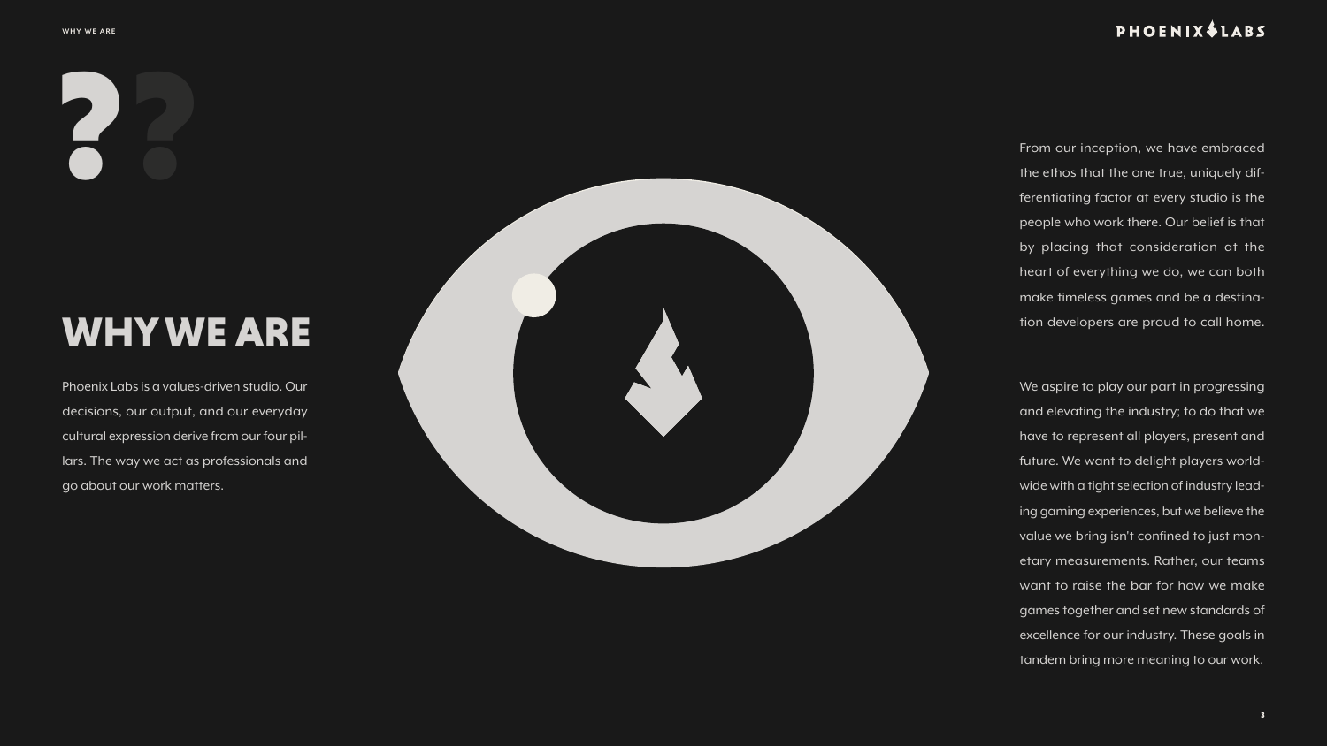# WHY WE ARE

Phoenix Labs is a values-driven studio. Our decisions, our output, and our everyday cultural expression derive from our four pillars. The way we act as professionals and go about our work matters.

From our inception, we have embraced the ethos that the one true, uniquely differentiating factor at every studio is the people who work there. Our belief is that by placing that consideration at the heart of everything we do, we can both make timeless games and be a destination developers are proud to call home.

We aspire to play our part in progressing and elevating the industry; to do that we have to represent all players, present and future. We want to delight players worldwide with a tight selection of industry leading gaming experiences, but we believe the value we bring isn't confined to just monetary measurements. Rather, our teams want to raise the bar for how we make games together and set new standards of excellence for our industry. These goals in tandem bring more meaning to our work.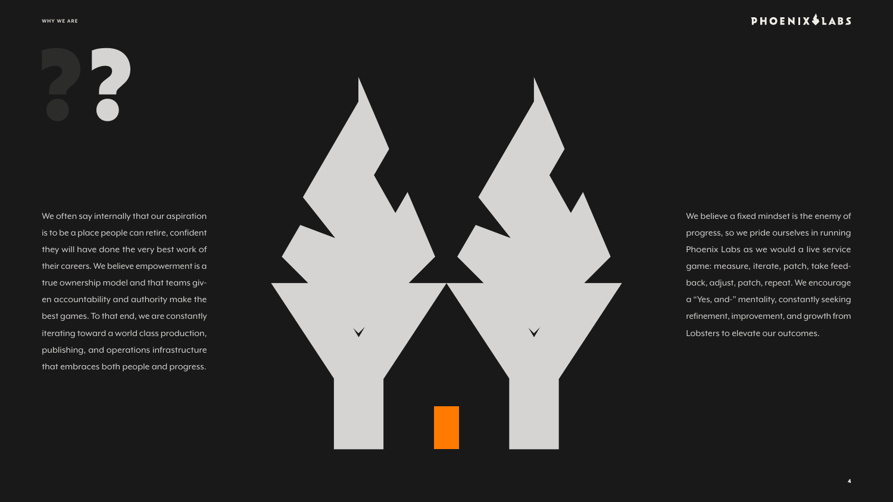# ??

We often say internally that our aspiration is to be a place people can retire, confident they will have done the very best work of their careers. We believe empowerment is a true ownership model and that teams given accountability and authority make the best games. To that end, we are constantly iterating toward a world class production, publishing, and operations infrastructure that embraces both people and progress.

We believe a fixed mindset is the enemy of progress, so we pride ourselves in running Phoenix Labs as we would a live service game: measure, iterate, patch, take feedback, adjust, patch, repeat. We encourage a "Yes, and-" mentality, constantly seeking refinement, improvement, and growth from Lobsters to elevate our outcomes.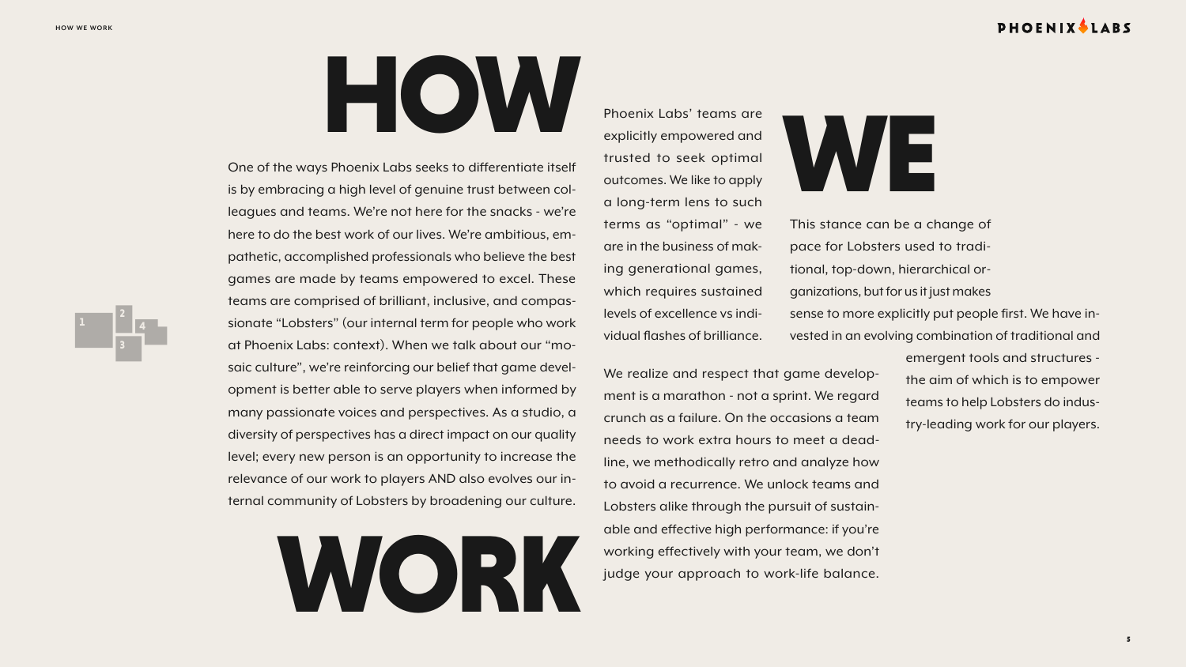# HOW WE WORK

One of the ways Phoenix Labs seeks to differentiate itself is by embracing a high level of genuine trust between colleagues and teams. We're not here for the snacks - we're here to do the best work of our lives. We're ambitious, empathetic, accomplished professionals who believe the best games are made by teams empowered to excel. These teams are comprised of brilliant, inclusive, and compassionate "Lobsters" (our internal term for people who work at Phoenix Labs: context). When we talk about our "mosaic culture", we're reinforcing our belief that game development is better able to serve players when informed by many passionate voices and perspectives. As a studio, a diversity of perspectives has a direct impact on our quality level; every new person is an opportunity to increase the relevance of our work to players AND also evolves our internal community of Lobsters by broadening our culture.

Phoenix Labs' teams are explicitly empowered and trusted to seek optimal outcomes. We like to apply a long-term lens to such terms as "optimal" - we are in the business of making generational games, which requires sustained levels of excellence vs individual flashes of brilliance.

We realize and respect that game development is a marathon - not a sprint. We regard crunch as a failure. On the occasions a team needs to work extra hours to meet a deadline, we methodically retro and analyze how to avoid a recurrence. We unlock teams and Lobsters alike through the pursuit of sustainable and effective high performance: if you're working effectively with your team, we don't judge your approach to work-life balance.

This stance can be a change of pace for Lobsters used to traditional, top-down, hierarchical organizations, but for us it just makes sense to more explicitly put people first. We have invested in an evolving combination of traditional and emergent tools and structures - the aim of which is to empower teams to help Lobsters do industry-leading work for our players.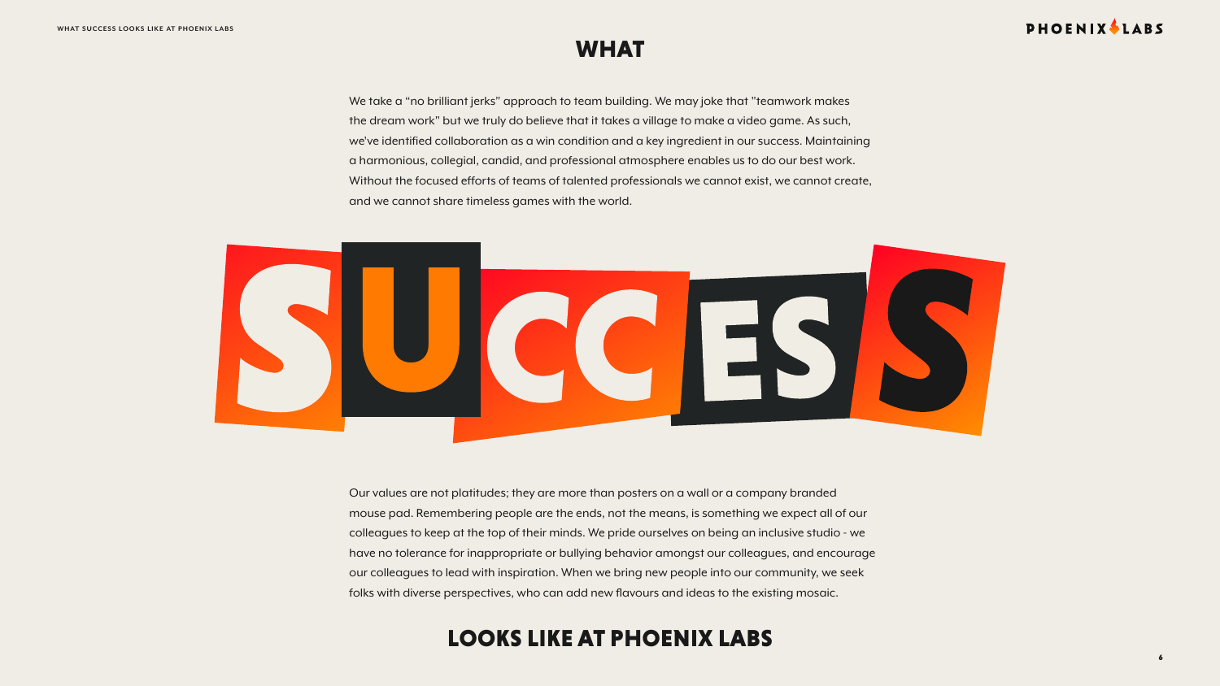## WHAT

We take a “no brilliant jerks” approach to team building. We may joke that "teamwork makes the dream work" but we truly do believe that it takes a village to make a video game. As such, we’ve identified collaboration as a win condition and a key ingredient in our success. Maintaining a harmonious, collegial, candid, and professional atmosphere enables us to do our best work. Without the focused efforts of teams of talented professionals we cannot exist, we cannot create, and we cannot share timeless games with the world.

# SUCCESS

Our values are not platitudes; they are more than posters on a wall or a company branded mouse pad. Remembering people are the ends, not the means, is something we expect all of our colleagues to keep at the top of their minds. We pride ourselves on being an inclusive studio - we have no tolerance for inappropriate or bullying behavior amongst our colleagues, and encourage our colleagues to lead with inspiration. When we bring new people into our community, we seek folks with diverse perspectives, who can add new flavours and ideas to the existing mosaic.

## LOOKS LIKE AT PHOENIX LABS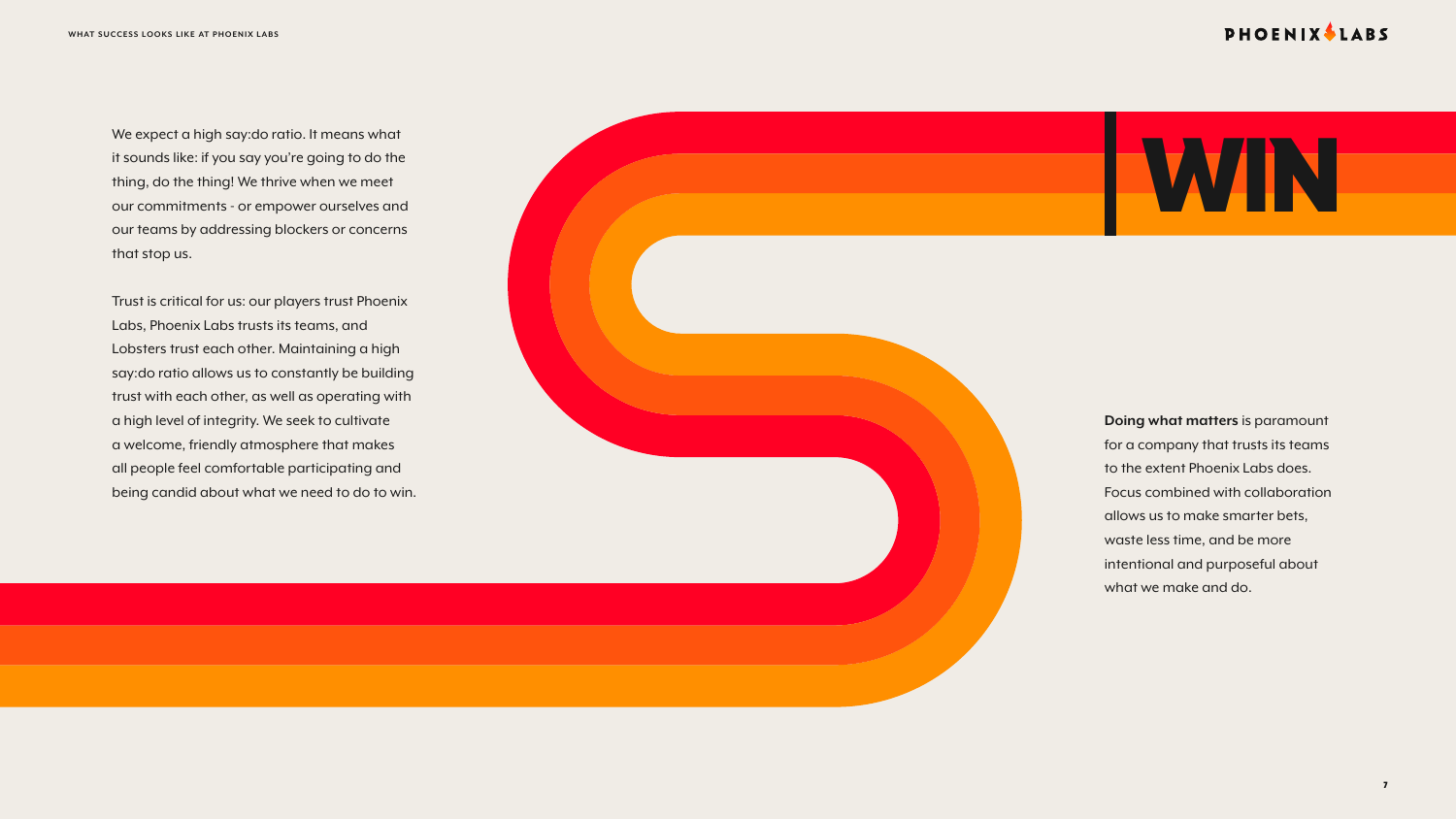# WIN

We expect a high say:do ratio. It means what it sounds like: if you say you're going to do the thing, do the thing! We thrive when we meet our commitments - or empower ourselves and our teams by addressing blockers or concerns that stop us.

Trust is critical for us: our players trust Phoenix Labs, Phoenix Labs trusts its teams, and Lobsters trust each other. Maintaining a high say:do ratio allows us to constantly be building trust with each other, as well as operating with a high level of integrity. We seek to cultivate a welcome, friendly atmosphere that makes all people feel comfortable participating and being candid about what we need to do to win.

**Doing what matters** is paramount for a company that trusts its teams to the extent Phoenix Labs does. Focus combined with collaboration allows us to make smarter bets, waste less time, and be more intentional and purposeful about what we make and do.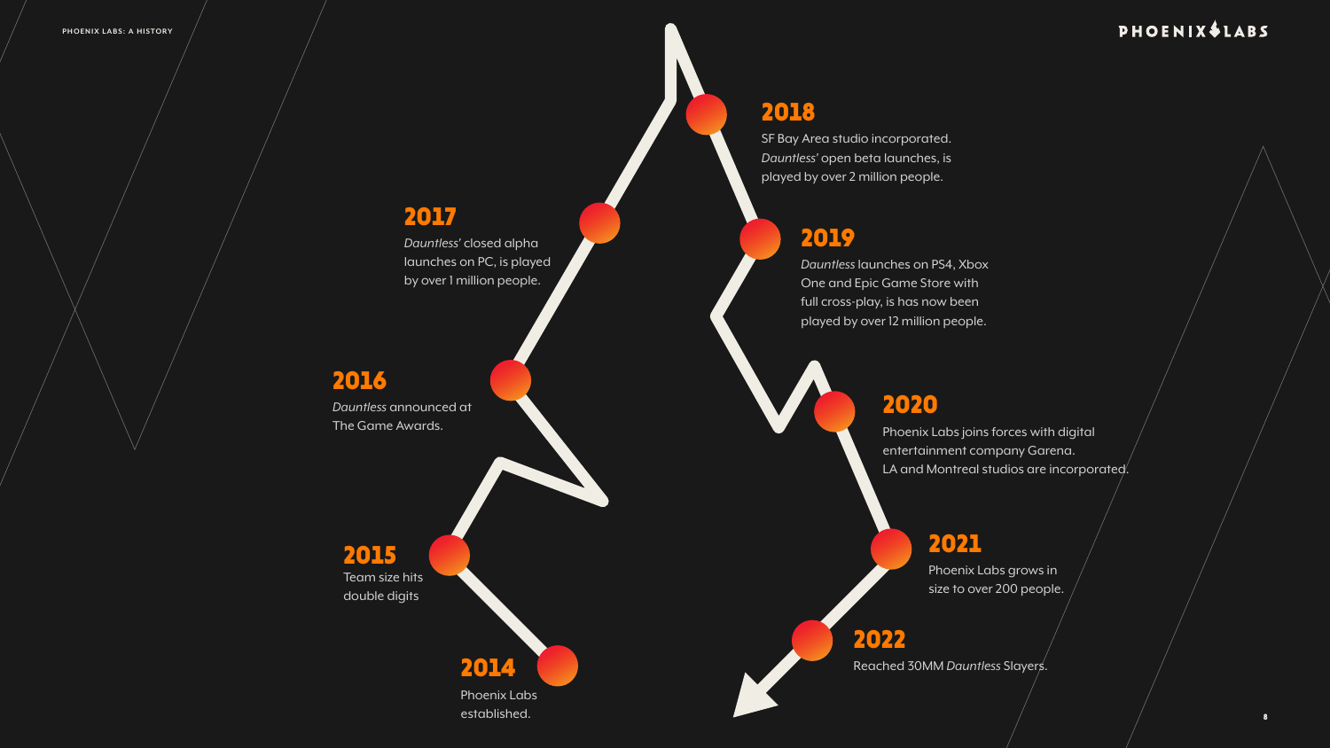### 2014

Phoenix Labs established.

### 2015

Team size hits double digits

### 2016

*Dauntless* announced at The Game Awards.

### 2017

*Dauntless'* closed alpha launches on PC, is played by over 1 million people.

### 2018

SF Bay Area studio incorporated. *Dauntless'* open beta launches, is played by over 2 million people.

### 2019

*Dauntless* launches on PS4, Xbox One and Epic Game Store with full cross-play, is has now been played by over 12 million people.

### 2020

Phoenix Labs joins forces with digital entertainment company Garena. LA and Montreal studios are incorporated.

### 2021

Phoenix Labs grows in size to over 200 people.

### 2022

Reached 30MM *Dauntless* Slayers.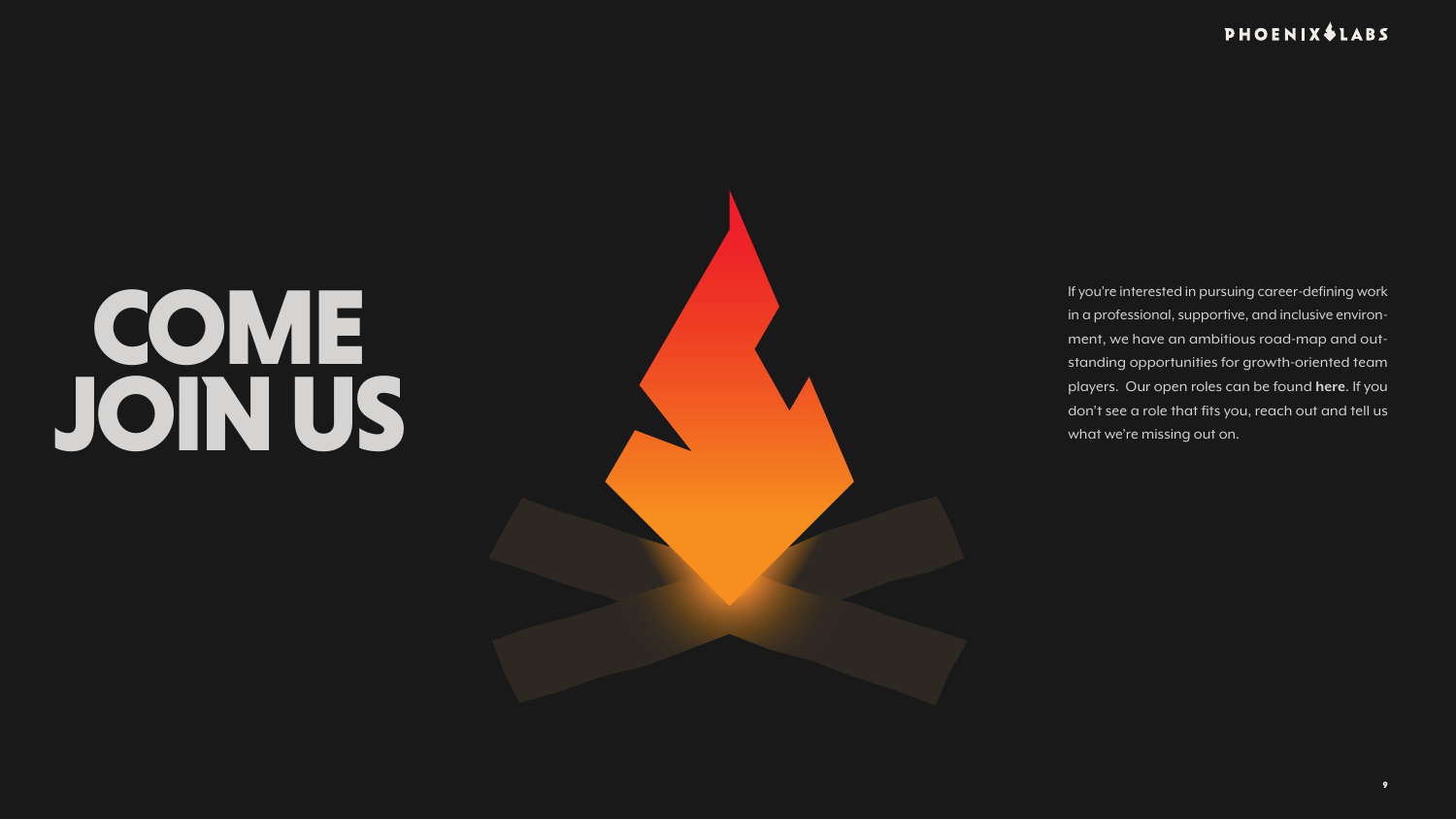# COME JOIN US

If you're interested in pursuing career-defining work in a professional, supportive, and inclusive environment, we have an ambitious road-map and outstanding opportunities for growth-oriented team players. Our open roles can be found **here**. If you don't see a role that fits you, reach out and tell us what we're missing out on.